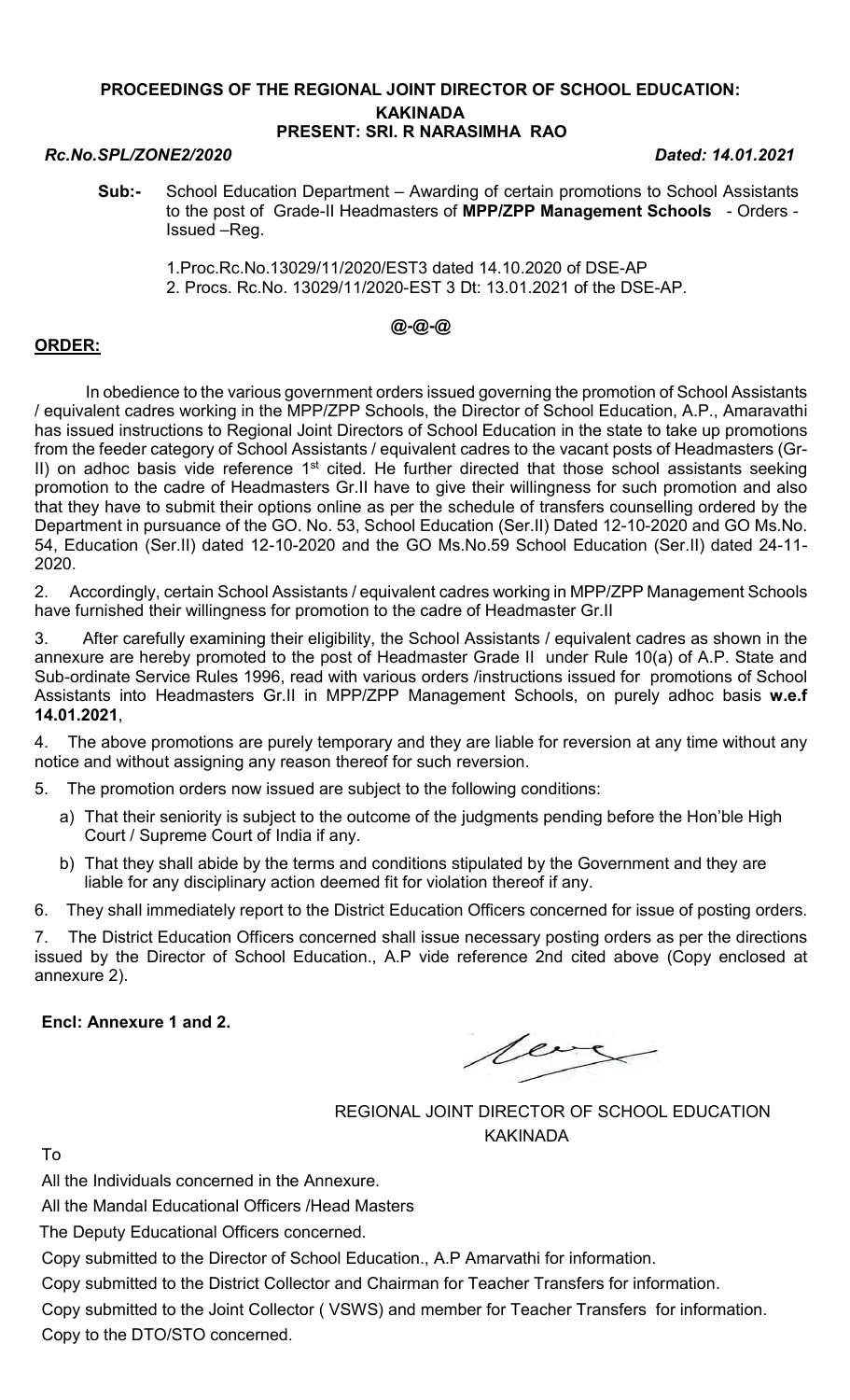**PROCEEDINGS OF THE REGIONAL JOINT DIRECTOR OF SCHOOL EDUCATION: KAKINADA**
**PRESENT: SRI. R NARASIMHA RAO**

***Rc.No.SPL/ZONE2/2020*** ***Dated: 14.01.2021***

**Sub:-** School Education Department – Awarding of certain promotions to School Assistants to the post of Grade-II Headmasters of **MPP/ZPP Management Schools** - Orders - Issued –Reg.

1. Proc.Rc.No.13029/11/2020/EST3 dated 14.10.2020 of DSE-AP
2. Procs. Rc.No. 13029/11/2020-EST 3 Dt: 13.01.2021 of the DSE-AP.

**@-@-@**

**ORDER:**

In obedience to the various government orders issued governing the promotion of School Assistants / equivalent cadres working in the MPP/ZPP Schools, the Director of School Education, A.P., Amaravathi has issued instructions to Regional Joint Directors of School Education in the state to take up promotions from the feeder category of School Assistants / equivalent cadres to the vacant posts of Headmasters (Gr-II) on adhoc basis vide reference 1st cited. He further directed that those school assistants seeking promotion to the cadre of Headmasters Gr.II have to give their willingness for such promotion and also that they have to submit their options online as per the schedule of transfers counselling ordered by the Department in pursuance of the GO. No. 53, School Education (Ser.II) Dated 12-10-2020 and GO Ms.No. 54, Education (Ser.II) dated 12-10-2020 and the GO Ms.No.59 School Education (Ser.II) dated 24-11-2020.

2. Accordingly, certain School Assistants / equivalent cadres working in MPP/ZPP Management Schools have furnished their willingness for promotion to the cadre of Headmaster Gr.II

3. After carefully examining their eligibility, the School Assistants / equivalent cadres as shown in the annexure are hereby promoted to the post of Headmaster Grade II under Rule 10(a) of A.P. State and Sub-ordinate Service Rules 1996, read with various orders /instructions issued for promotions of School Assistants into Headmasters Gr.II in MPP/ZPP Management Schools, on purely adhoc basis **w.e.f 14.01.2021**,

4. The above promotions are purely temporary and they are liable for reversion at any time without any notice and without assigning any reason thereof for such reversion.

5. The promotion orders now issued are subject to the following conditions:

   a) That their seniority is subject to the outcome of the judgments pending before the Hon'ble High Court / Supreme Court of India if any.

   b) That they shall abide by the terms and conditions stipulated by the Government and they are liable for any disciplinary action deemed fit for violation thereof if any.

6. They shall immediately report to the District Education Officers concerned for issue of posting orders.

7. The District Education Officers concerned shall issue necessary posting orders as per the directions issued by the Director of School Education., A.P vide reference 2nd cited above (Copy enclosed at annexure 2).

**Encl: Annexure 1 and 2.**

REGIONAL JOINT DIRECTOR OF SCHOOL EDUCATION
KAKINADA

To

All the Individuals concerned in the Annexure.

All the Mandal Educational Officers /Head Masters

The Deputy Educational Officers concerned.

Copy submitted to the Director of School Education., A.P Amarvathi for information.

Copy submitted to the District Collector and Chairman for Teacher Transfers for information.

Copy submitted to the Joint Collector ( VSWS) and member for Teacher Transfers for information.

Copy to the DTO/STO concerned.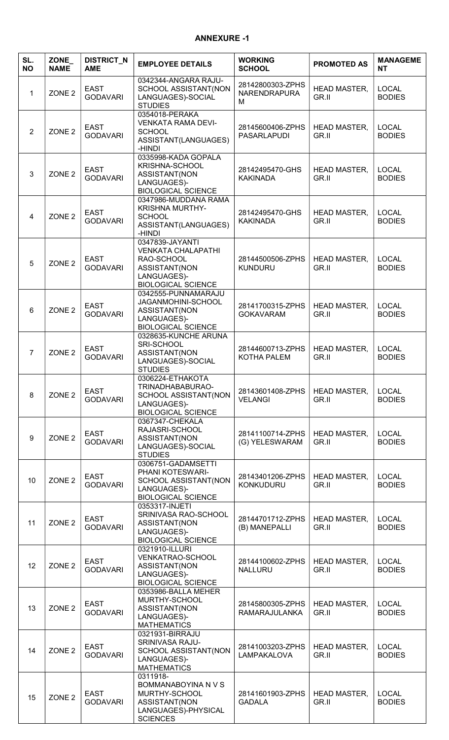## ANNEXURE -1

| SL. NO | ZONE_ NAME | DISTRICT_N AME | EMPLOYEE DETAILS | WORKING SCHOOL | PROMOTED AS | MANAGEME NT |
|---|---|---|---|---|---|---|
| 1 | ZONE 2 | EAST GODAVARI | 0342344-ANGARA RAJU-SCHOOL ASSISTANT(NON LANGUAGES)-SOCIAL STUDIES | 28142800303-ZPHS NARENDRAPURAM | HEAD MASTER, GR.II | LOCAL BODIES |
| 2 | ZONE 2 | EAST GODAVARI | 0354018-PERAKA VENKATA RAMA DEVI-SCHOOL ASSISTANT(LANGUAGES)-HINDI | 28145600406-ZPHS PASARLAPUDI | HEAD MASTER, GR.II | LOCAL BODIES |
| 3 | ZONE 2 | EAST GODAVARI | 0335998-KADA GOPALA KRISHNA-SCHOOL ASSISTANT(NON LANGUAGES)-BIOLOGICAL SCIENCE | 28142495470-GHS KAKINADA | HEAD MASTER, GR.II | LOCAL BODIES |
| 4 | ZONE 2 | EAST GODAVARI | 0347986-MUDDANA RAMA KRISHNA MURTHY-SCHOOL ASSISTANT(LANGUAGES)-HINDI | 28142495470-GHS KAKINADA | HEAD MASTER, GR.II | LOCAL BODIES |
| 5 | ZONE 2 | EAST GODAVARI | 0347839-JAYANTI VENKATA CHALAPATHI RAO-SCHOOL ASSISTANT(NON LANGUAGES)-BIOLOGICAL SCIENCE | 28144500506-ZPHS KUNDURU | HEAD MASTER, GR.II | LOCAL BODIES |
| 6 | ZONE 2 | EAST GODAVARI | 0342555-PUNNAMARAJU JAGANMOHINI-SCHOOL ASSISTANT(NON LANGUAGES)-BIOLOGICAL SCIENCE | 28141700315-ZPHS GOKAVARAM | HEAD MASTER, GR.II | LOCAL BODIES |
| 7 | ZONE 2 | EAST GODAVARI | 0328635-KUNCHE ARUNA SRI-SCHOOL ASSISTANT(NON LANGUAGES)-SOCIAL STUDIES | 28144600713-ZPHS KOTHA PALEM | HEAD MASTER, GR.II | LOCAL BODIES |
| 8 | ZONE 2 | EAST GODAVARI | 0306224-ETHAKOTA TRINADHABABURAO-SCHOOL ASSISTANT(NON LANGUAGES)-BIOLOGICAL SCIENCE | 28143601408-ZPHS VELANGI | HEAD MASTER, GR.II | LOCAL BODIES |
| 9 | ZONE 2 | EAST GODAVARI | 0367347-CHEKALA RAJASRI-SCHOOL ASSISTANT(NON LANGUAGES)-SOCIAL STUDIES | 28141100714-ZPHS (G) YELESWARAM | HEAD MASTER, GR.II | LOCAL BODIES |
| 10 | ZONE 2 | EAST GODAVARI | 0306751-GADAMSETTI PHANI KOTESWARI-SCHOOL ASSISTANT(NON LANGUAGES)-BIOLOGICAL SCIENCE | 28143401206-ZPHS KONKUDURU | HEAD MASTER, GR.II | LOCAL BODIES |
| 11 | ZONE 2 | EAST GODAVARI | 0353317-INJETI SRINIVASA RAO-SCHOOL ASSISTANT(NON LANGUAGES)-BIOLOGICAL SCIENCE | 28144701712-ZPHS (B) MANEPALLI | HEAD MASTER, GR.II | LOCAL BODIES |
| 12 | ZONE 2 | EAST GODAVARI | 0321910-ILLURI VENKATRAO-SCHOOL ASSISTANT(NON LANGUAGES)-BIOLOGICAL SCIENCE | 28144100602-ZPHS NALLURU | HEAD MASTER, GR.II | LOCAL BODIES |
| 13 | ZONE 2 | EAST GODAVARI | 0353986-BALLA MEHER MURTHY-SCHOOL ASSISTANT(NON LANGUAGES)-MATHEMATICS | 28145800305-ZPHS RAMARAJULANKA | HEAD MASTER, GR.II | LOCAL BODIES |
| 14 | ZONE 2 | EAST GODAVARI | 0321931-BIRRAJU SRINIVASA RAJU-SCHOOL ASSISTANT(NON LANGUAGES)-MATHEMATICS | 28141003203-ZPHS LAMPAKALOVA | HEAD MASTER, GR.II | LOCAL BODIES |
| 15 | ZONE 2 | EAST GODAVARI | 0311918-BOMMANABOYINA N V S MURTHY-SCHOOL ASSISTANT(NON LANGUAGES)-PHYSICAL SCIENCES | 28141601903-ZPHS GADALA | HEAD MASTER, GR.II | LOCAL BODIES |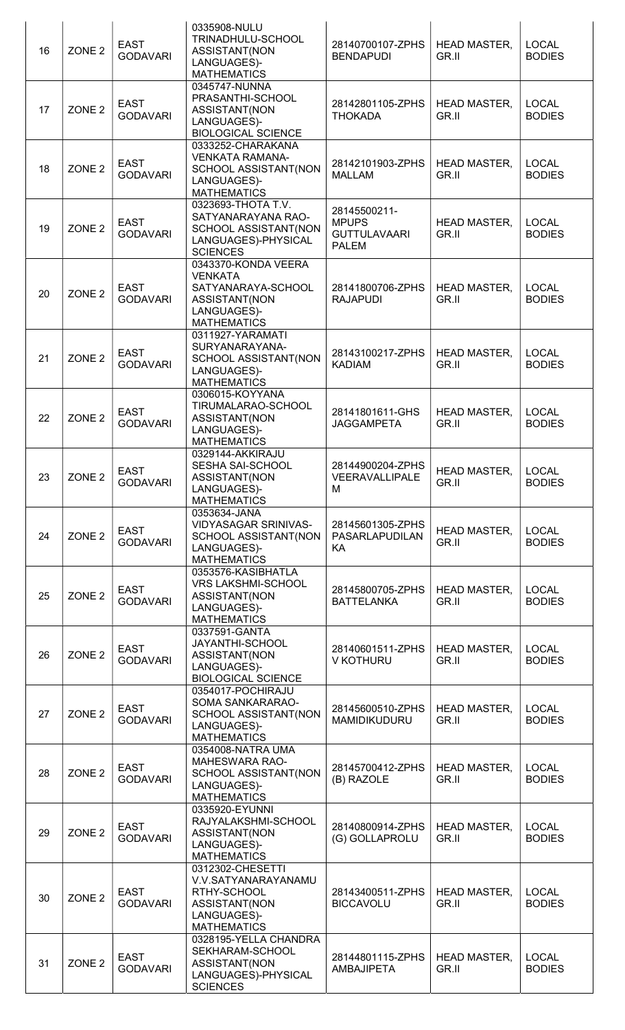| 16 | ZONE 2 | EAST GODAVARI | 0335908-NULU TRINADHULU-SCHOOL ASSISTANT(NON LANGUAGES)-MATHEMATICS | 28140700107-ZPHS BENDAPUDI | HEAD MASTER, GR.II | LOCAL BODIES |
|---|---|---|---|---|---|---|
| 17 | ZONE 2 | EAST GODAVARI | 0345747-NUNNA PRASANTHI-SCHOOL ASSISTANT(NON LANGUAGES)-BIOLOGICAL SCIENCE | 28142801105-ZPHS THOKADA | HEAD MASTER, GR.II | LOCAL BODIES |
| 18 | ZONE 2 | EAST GODAVARI | 0333252-CHARAKANA VENKATA RAMANA-SCHOOL ASSISTANT(NON LANGUAGES)-MATHEMATICS | 28142101903-ZPHS MALLAM | HEAD MASTER, GR.II | LOCAL BODIES |
| 19 | ZONE 2 | EAST GODAVARI | 0323693-THOTA T.V. SATYANARAYANA RAO-SCHOOL ASSISTANT(NON LANGUAGES)-PHYSICAL SCIENCES | 28145500211-MPUPS GUTTULAVAARI PALEM | HEAD MASTER, GR.II | LOCAL BODIES |
| 20 | ZONE 2 | EAST GODAVARI | 0343370-KONDA VEERA VENKATA SATYANARAYA-SCHOOL ASSISTANT(NON LANGUAGES)-MATHEMATICS | 28141800706-ZPHS RAJAPUDI | HEAD MASTER, GR.II | LOCAL BODIES |
| 21 | ZONE 2 | EAST GODAVARI | 0311927-YARAMATI SURYANARAYANA-SCHOOL ASSISTANT(NON LANGUAGES)-MATHEMATICS | 28143100217-ZPHS KADIAM | HEAD MASTER, GR.II | LOCAL BODIES |
| 22 | ZONE 2 | EAST GODAVARI | 0306015-KOYYANA TIRUMALARAO-SCHOOL ASSISTANT(NON LANGUAGES)-MATHEMATICS | 28141801611-GHS JAGGAMPETA | HEAD MASTER, GR.II | LOCAL BODIES |
| 23 | ZONE 2 | EAST GODAVARI | 0329144-AKKIRAJU SESHA SAI-SCHOOL ASSISTANT(NON LANGUAGES)-MATHEMATICS | 28144900204-ZPHS VEERAVALLIPALEM | HEAD MASTER, GR.II | LOCAL BODIES |
| 24 | ZONE 2 | EAST GODAVARI | 0353634-JANA VIDYASAGAR SRINIVAS-SCHOOL ASSISTANT(NON LANGUAGES)-MATHEMATICS | 28145601305-ZPHS PASARLAPUDILANKA | HEAD MASTER, GR.II | LOCAL BODIES |
| 25 | ZONE 2 | EAST GODAVARI | 0353576-KASIBHATLA VRS LAKSHMI-SCHOOL ASSISTANT(NON LANGUAGES)-MATHEMATICS | 28145800705-ZPHS BATTELANKA | HEAD MASTER, GR.II | LOCAL BODIES |
| 26 | ZONE 2 | EAST GODAVARI | 0337591-GANTA JAYANTHI-SCHOOL ASSISTANT(NON LANGUAGES)-BIOLOGICAL SCIENCE | 28140601511-ZPHS V KOTHURU | HEAD MASTER, GR.II | LOCAL BODIES |
| 27 | ZONE 2 | EAST GODAVARI | 0354017-POCHIRAJU SOMA SANKARARAO-SCHOOL ASSISTANT(NON LANGUAGES)-MATHEMATICS | 28145600510-ZPHS MAMIDIKUDURU | HEAD MASTER, GR.II | LOCAL BODIES |
| 28 | ZONE 2 | EAST GODAVARI | 0354008-NATRA UMA MAHESWARA RAO-SCHOOL ASSISTANT(NON LANGUAGES)-MATHEMATICS | 28145700412-ZPHS (B) RAZOLE | HEAD MASTER, GR.II | LOCAL BODIES |
| 29 | ZONE 2 | EAST GODAVARI | 0335920-EYUNNI RAJYALAKSHMI-SCHOOL ASSISTANT(NON LANGUAGES)-MATHEMATICS | 28140800914-ZPHS (G) GOLLAPROLU | HEAD MASTER, GR.II | LOCAL BODIES |
| 30 | ZONE 2 | EAST GODAVARI | 0312302-CHESETTI V.V.SATYANARAYANAMURTHY-SCHOOL ASSISTANT(NON LANGUAGES)-MATHEMATICS | 28143400511-ZPHS BICCAVOLU | HEAD MASTER, GR.II | LOCAL BODIES |
| 31 | ZONE 2 | EAST GODAVARI | 0328195-YELLA CHANDRA SEKHARAM-SCHOOL ASSISTANT(NON LANGUAGES)-PHYSICAL SCIENCES | 28144801115-ZPHS AMBAJIPETA | HEAD MASTER, GR.II | LOCAL BODIES |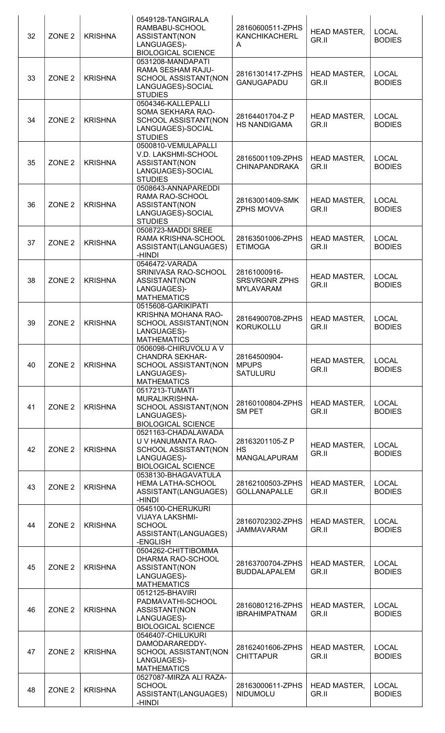| 32 | ZONE 2 | KRISHNA | 0549128-TANGIRALA RAMBABU-SCHOOL ASSISTANT(NON LANGUAGES)-BIOLOGICAL SCIENCE | 28160600511-ZPHS KANCHIKACHERLA | HEAD MASTER, GR.II | LOCAL BODIES |
|---|---|---|---|---|---|---|
| 33 | ZONE 2 | KRISHNA | 0531208-MANDAPATI RAMA SESHAM RAJU-SCHOOL ASSISTANT(NON LANGUAGES)-SOCIAL STUDIES | 28161301417-ZPHS GANUGAPADU | HEAD MASTER, GR.II | LOCAL BODIES |
| 34 | ZONE 2 | KRISHNA | 0504346-KALLEPALLI SOMA SEKHARA RAO-SCHOOL ASSISTANT(NON LANGUAGES)-SOCIAL STUDIES | 28164401704-Z P HS NANDIGAMA | HEAD MASTER, GR.II | LOCAL BODIES |
| 35 | ZONE 2 | KRISHNA | 0500810-VEMULAPALLI V.D. LAKSHMI-SCHOOL ASSISTANT(NON LANGUAGES)-SOCIAL STUDIES | 28165001109-ZPHS CHINAPANDRAKA | HEAD MASTER, GR.II | LOCAL BODIES |
| 36 | ZONE 2 | KRISHNA | 0508643-ANNAPAREDDI RAMA RAO-SCHOOL ASSISTANT(NON LANGUAGES)-SOCIAL STUDIES | 28163001409-SMK ZPHS MOVVA | HEAD MASTER, GR.II | LOCAL BODIES |
| 37 | ZONE 2 | KRISHNA | 0508723-MADDI SREE RAMA KRISHNA-SCHOOL ASSISTANT(LANGUAGES)-HINDI | 28163501006-ZPHS ETIMOGA | HEAD MASTER, GR.II | LOCAL BODIES |
| 38 | ZONE 2 | KRISHNA | 0546472-VARADA SRINIVASA RAO-SCHOOL ASSISTANT(NON LANGUAGES)-MATHEMATICS | 28161000916-SRSVRGNR ZPHS MYLAVARAM | HEAD MASTER, GR.II | LOCAL BODIES |
| 39 | ZONE 2 | KRISHNA | 0515608-GARIKIPATI KRISHNA MOHANA RAO-SCHOOL ASSISTANT(NON LANGUAGES)-MATHEMATICS | 28164900708-ZPHS KORUKOLLU | HEAD MASTER, GR.II | LOCAL BODIES |
| 40 | ZONE 2 | KRISHNA | 0506098-CHIRUVOLU A V CHANDRA SEKHAR-SCHOOL ASSISTANT(NON LANGUAGES)-MATHEMATICS | 28164500904-MPUPS SATULURU | HEAD MASTER, GR.II | LOCAL BODIES |
| 41 | ZONE 2 | KRISHNA | 0517213-TUMATI MURALIKRISHNA-SCHOOL ASSISTANT(NON LANGUAGES)-BIOLOGICAL SCIENCE | 28160100804-ZPHS SM PET | HEAD MASTER, GR.II | LOCAL BODIES |
| 42 | ZONE 2 | KRISHNA | 0521163-CHADALAWADA U V HANUMANTA RAO-SCHOOL ASSISTANT(NON LANGUAGES)-BIOLOGICAL SCIENCE | 28163201105-Z P HS MANGALAPURAM | HEAD MASTER, GR.II | LOCAL BODIES |
| 43 | ZONE 2 | KRISHNA | 0538130-BHAGAVATULA HEMA LATHA-SCHOOL ASSISTANT(LANGUAGES)-HINDI | 28162100503-ZPHS GOLLANAPALLE | HEAD MASTER, GR.II | LOCAL BODIES |
| 44 | ZONE 2 | KRISHNA | 0545100-CHERUKURI VIJAYA LAKSHMI-SCHOOL ASSISTANT(LANGUAGES)-ENGLISH | 28160702302-ZPHS JAMMAVARAM | HEAD MASTER, GR.II | LOCAL BODIES |
| 45 | ZONE 2 | KRISHNA | 0504262-CHITTIBOMMA DHARMA RAO-SCHOOL ASSISTANT(NON LANGUAGES)-MATHEMATICS | 28163700704-ZPHS BUDDALAPALEM | HEAD MASTER, GR.II | LOCAL BODIES |
| 46 | ZONE 2 | KRISHNA | 0512125-BHAVIRI PADMAVATHI-SCHOOL ASSISTANT(NON LANGUAGES)-BIOLOGICAL SCIENCE | 28160801216-ZPHS IBRAHIMPATNAM | HEAD MASTER, GR.II | LOCAL BODIES |
| 47 | ZONE 2 | KRISHNA | 0546407-CHILUKURI DAMODARAREDDY-SCHOOL ASSISTANT(NON LANGUAGES)-MATHEMATICS | 28162401606-ZPHS CHITTAPUR | HEAD MASTER, GR.II | LOCAL BODIES |
| 48 | ZONE 2 | KRISHNA | 0527087-MIRZA ALI RAZA-SCHOOL ASSISTANT(LANGUAGES)-HINDI | 28163000611-ZPHS NIDUMOLU | HEAD MASTER, GR.II | LOCAL BODIES |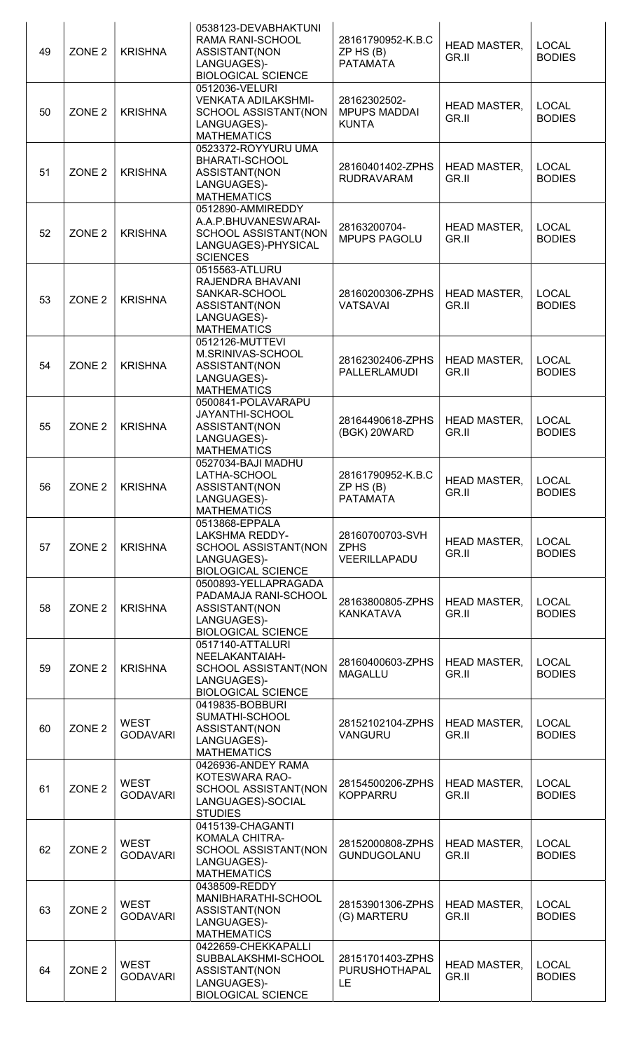| 49 | ZONE 2 | KRISHNA | 0538123-DEVABHAKTUNI RAMA RANI-SCHOOL ASSISTANT(NON LANGUAGES)-BIOLOGICAL SCIENCE | 28161790952-K.B.C ZP HS (B) PATAMATA | HEAD MASTER, GR.II | LOCAL BODIES |
|---|---|---|---|---|---|---|
| 50 | ZONE 2 | KRISHNA | 0512036-VELURI VENKATA ADILAKSHMI-SCHOOL ASSISTANT(NON LANGUAGES)-MATHEMATICS | 28162302502-MPUPS MADDAI KUNTA | HEAD MASTER, GR.II | LOCAL BODIES |
| 51 | ZONE 2 | KRISHNA | 0523372-ROYYURU UMA BHARATI-SCHOOL ASSISTANT(NON LANGUAGES)-MATHEMATICS | 28160401402-ZPHS RUDRAVARAM | HEAD MASTER, GR.II | LOCAL BODIES |
| 52 | ZONE 2 | KRISHNA | 0512890-AMMIREDDY A.A.P.BHUVANESWARAI-SCHOOL ASSISTANT(NON LANGUAGES)-PHYSICAL SCIENCES | 28163200704-MPUPS PAGOLU | HEAD MASTER, GR.II | LOCAL BODIES |
| 53 | ZONE 2 | KRISHNA | 0515563-ATLURU RAJENDRA BHAVANI SANKAR-SCHOOL ASSISTANT(NON LANGUAGES)-MATHEMATICS | 28160200306-ZPHS VATSAVAI | HEAD MASTER, GR.II | LOCAL BODIES |
| 54 | ZONE 2 | KRISHNA | 0512126-MUTTEVI M.SRINIVAS-SCHOOL ASSISTANT(NON LANGUAGES)-MATHEMATICS | 28162302406-ZPHS PALLERLAMUDI | HEAD MASTER, GR.II | LOCAL BODIES |
| 55 | ZONE 2 | KRISHNA | 0500841-POLAVARAPU JAYANTHI-SCHOOL ASSISTANT(NON LANGUAGES)-MATHEMATICS | 28164490618-ZPHS (BGK) 20WARD | HEAD MASTER, GR.II | LOCAL BODIES |
| 56 | ZONE 2 | KRISHNA | 0527034-BAJI MADHU LATHA-SCHOOL ASSISTANT(NON LANGUAGES)-MATHEMATICS | 28161790952-K.B.C ZP HS (B) PATAMATA | HEAD MASTER, GR.II | LOCAL BODIES |
| 57 | ZONE 2 | KRISHNA | 0513868-EPPALA LAKSHMA REDDY-SCHOOL ASSISTANT(NON LANGUAGES)-BIOLOGICAL SCIENCE | 28160700703-SVH ZPHS VEERILLAPADU | HEAD MASTER, GR.II | LOCAL BODIES |
| 58 | ZONE 2 | KRISHNA | 0500893-YELLAPRAGADA PADAMAJA RANI-SCHOOL ASSISTANT(NON LANGUAGES)-BIOLOGICAL SCIENCE | 28163800805-ZPHS KANKATAVA | HEAD MASTER, GR.II | LOCAL BODIES |
| 59 | ZONE 2 | KRISHNA | 0517140-ATTALURI NEELAKANTAIAH-SCHOOL ASSISTANT(NON LANGUAGES)-BIOLOGICAL SCIENCE | 28160400603-ZPHS MAGALLU | HEAD MASTER, GR.II | LOCAL BODIES |
| 60 | ZONE 2 | WEST GODAVARI | 0419835-BOBBURI SUMATHI-SCHOOL ASSISTANT(NON LANGUAGES)-MATHEMATICS | 28152102104-ZPHS VANGURU | HEAD MASTER, GR.II | LOCAL BODIES |
| 61 | ZONE 2 | WEST GODAVARI | 0426936-ANDEY RAMA KOTESWARA RAO-SCHOOL ASSISTANT(NON LANGUAGES)-SOCIAL STUDIES | 28154500206-ZPHS KOPPARRU | HEAD MASTER, GR.II | LOCAL BODIES |
| 62 | ZONE 2 | WEST GODAVARI | 0415139-CHAGANTI KOMALA CHITRA-SCHOOL ASSISTANT(NON LANGUAGES)-MATHEMATICS | 28152000808-ZPHS GUNDUGOLANU | HEAD MASTER, GR.II | LOCAL BODIES |
| 63 | ZONE 2 | WEST GODAVARI | 0438509-REDDY MANIBHARATHI-SCHOOL ASSISTANT(NON LANGUAGES)-MATHEMATICS | 28153901306-ZPHS (G) MARTERU | HEAD MASTER, GR.II | LOCAL BODIES |
| 64 | ZONE 2 | WEST GODAVARI | 0422659-CHEKKAPALLI SUBBALAKSHMI-SCHOOL ASSISTANT(NON LANGUAGES)-BIOLOGICAL SCIENCE | 28151701403-ZPHS PURUSHOTHAPAL LE | HEAD MASTER, GR.II | LOCAL BODIES |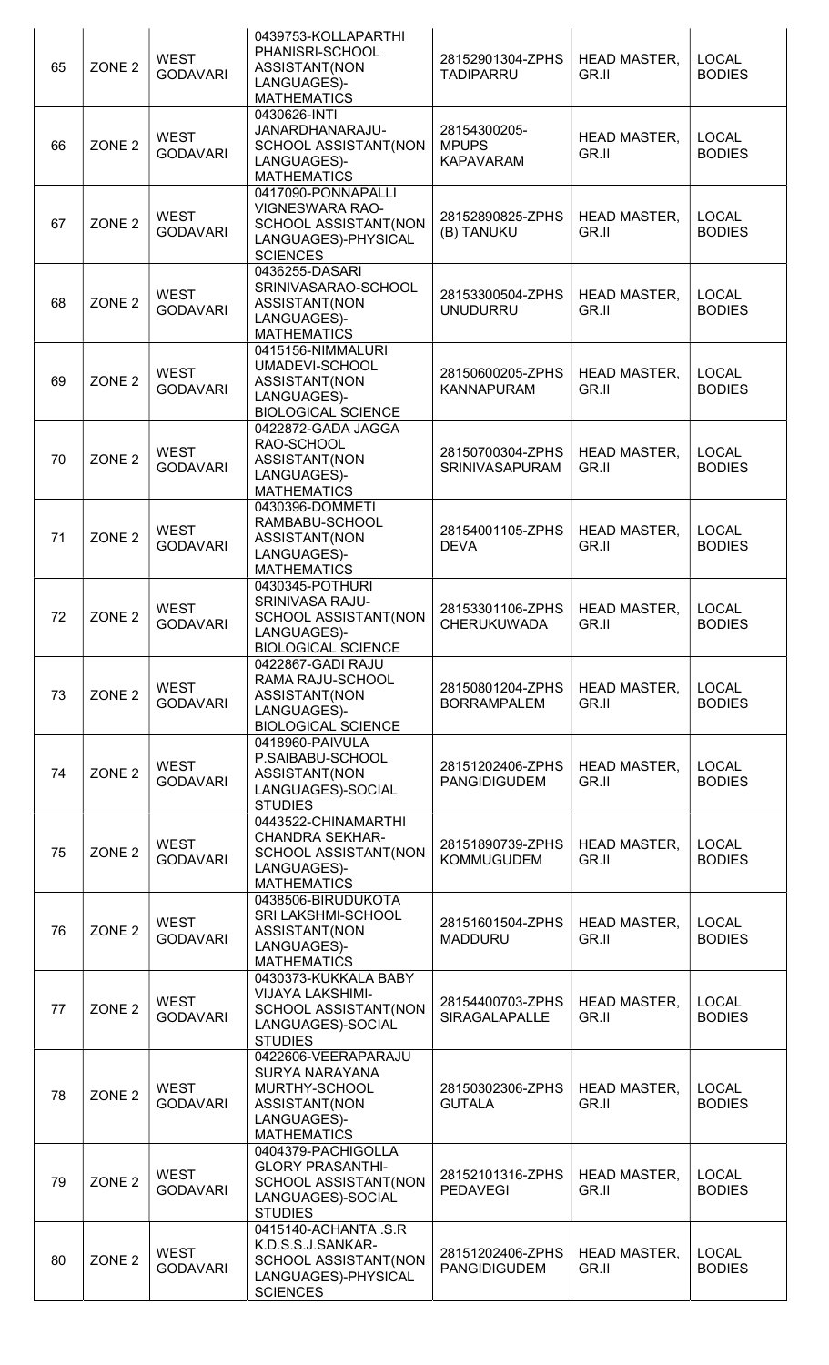| 65 | ZONE 2 | WEST GODAVARI | 0439753-KOLLAPARTHI PHANISRI-SCHOOL ASSISTANT(NON LANGUAGES)-MATHEMATICS | 28152901304-ZPHS TADIPARRU | HEAD MASTER, GR.II | LOCAL BODIES |
|---|---|---|---|---|---|---|
| 66 | ZONE 2 | WEST GODAVARI | 0430626-INTI JANARDHANARAJU-SCHOOL ASSISTANT(NON LANGUAGES)-MATHEMATICS | 28154300205-MPUPS KAPAVARAM | HEAD MASTER, GR.II | LOCAL BODIES |
| 67 | ZONE 2 | WEST GODAVARI | 0417090-PONNAPALLI VIGNESWARA RAO-SCHOOL ASSISTANT(NON LANGUAGES)-PHYSICAL SCIENCES | 28152890825-ZPHS (B) TANUKU | HEAD MASTER, GR.II | LOCAL BODIES |
| 68 | ZONE 2 | WEST GODAVARI | 0436255-DASARI SRINIVASARAO-SCHOOL ASSISTANT(NON LANGUAGES)-MATHEMATICS | 28153300504-ZPHS UNUDURRU | HEAD MASTER, GR.II | LOCAL BODIES |
| 69 | ZONE 2 | WEST GODAVARI | 0415156-NIMMALURI UMADEVI-SCHOOL ASSISTANT(NON LANGUAGES)-BIOLOGICAL SCIENCE | 28150600205-ZPHS KANNAPURAM | HEAD MASTER, GR.II | LOCAL BODIES |
| 70 | ZONE 2 | WEST GODAVARI | 0422872-GADA JAGGA RAO-SCHOOL ASSISTANT(NON LANGUAGES)-MATHEMATICS | 28150700304-ZPHS SRINIVASAPURAM | HEAD MASTER, GR.II | LOCAL BODIES |
| 71 | ZONE 2 | WEST GODAVARI | 0430396-DOMMETI RAMBABU-SCHOOL ASSISTANT(NON LANGUAGES)-MATHEMATICS | 28154001105-ZPHS DEVA | HEAD MASTER, GR.II | LOCAL BODIES |
| 72 | ZONE 2 | WEST GODAVARI | 0430345-POTHURI SRINIVASA RAJU-SCHOOL ASSISTANT(NON LANGUAGES)-BIOLOGICAL SCIENCE | 28153301106-ZPHS CHERUKUWADA | HEAD MASTER, GR.II | LOCAL BODIES |
| 73 | ZONE 2 | WEST GODAVARI | 0422867-GADI RAJU RAMA RAJU-SCHOOL ASSISTANT(NON LANGUAGES)-BIOLOGICAL SCIENCE | 28150801204-ZPHS BORRAMPALEM | HEAD MASTER, GR.II | LOCAL BODIES |
| 74 | ZONE 2 | WEST GODAVARI | 0418960-PAIVULA P.SAIBABU-SCHOOL ASSISTANT(NON LANGUAGES)-SOCIAL STUDIES | 28151202406-ZPHS PANGIDIGUDEM | HEAD MASTER, GR.II | LOCAL BODIES |
| 75 | ZONE 2 | WEST GODAVARI | 0443522-CHINAMARTHI CHANDRA SEKHAR-SCHOOL ASSISTANT(NON LANGUAGES)-MATHEMATICS | 28151890739-ZPHS KOMMUGUDEM | HEAD MASTER, GR.II | LOCAL BODIES |
| 76 | ZONE 2 | WEST GODAVARI | 0438506-BIRUDUKOTA SRI LAKSHMI-SCHOOL ASSISTANT(NON LANGUAGES)-MATHEMATICS | 28151601504-ZPHS MADDURU | HEAD MASTER, GR.II | LOCAL BODIES |
| 77 | ZONE 2 | WEST GODAVARI | 0430373-KUKKALA BABY VIJAYA LAKSHIMI-SCHOOL ASSISTANT(NON LANGUAGES)-SOCIAL STUDIES | 28154400703-ZPHS SIRAGALAPALLE | HEAD MASTER, GR.II | LOCAL BODIES |
| 78 | ZONE 2 | WEST GODAVARI | 0422606-VEERAPARAJU SURYA NARAYANA MURTHY-SCHOOL ASSISTANT(NON LANGUAGES)-MATHEMATICS | 28150302306-ZPHS GUTALA | HEAD MASTER, GR.II | LOCAL BODIES |
| 79 | ZONE 2 | WEST GODAVARI | 0404379-PACHIGOLLA GLORY PRASANTHI-SCHOOL ASSISTANT(NON LANGUAGES)-SOCIAL STUDIES | 28152101316-ZPHS PEDAVEGI | HEAD MASTER, GR.II | LOCAL BODIES |
| 80 | ZONE 2 | WEST GODAVARI | 0415140-ACHANTA .S.R K.D.S.S.J.SANKAR-SCHOOL ASSISTANT(NON LANGUAGES)-PHYSICAL SCIENCES | 28151202406-ZPHS PANGIDIGUDEM | HEAD MASTER, GR.II | LOCAL BODIES |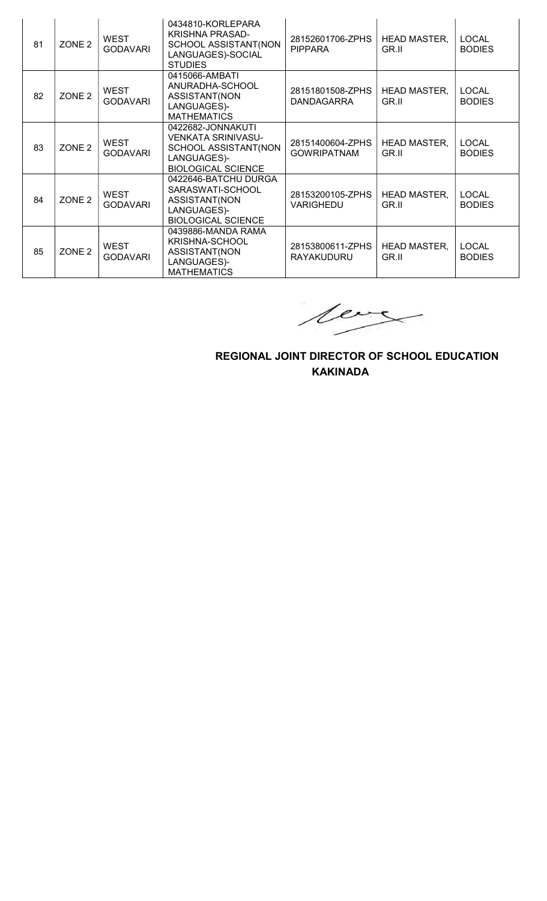| | | | | | | |
|---|---|---|---|---|---|---|
| 81 | ZONE 2 | WEST GODAVARI | 0434810-KORLEPARA KRISHNA PRASAD-SCHOOL ASSISTANT(NON LANGUAGES)-SOCIAL STUDIES | 28152601706-ZPHS PIPPARA | HEAD MASTER, GR.II | LOCAL BODIES |
| 82 | ZONE 2 | WEST GODAVARI | 0415066-AMBATI ANURADHA-SCHOOL ASSISTANT(NON LANGUAGES)-MATHEMATICS | 28151801508-ZPHS DANDAGARRA | HEAD MASTER, GR.II | LOCAL BODIES |
| 83 | ZONE 2 | WEST GODAVARI | 0422682-JONNAKUTI VENKATA SRINIVASU-SCHOOL ASSISTANT(NON LANGUAGES)-BIOLOGICAL SCIENCE | 28151400604-ZPHS GOWRIPATNAM | HEAD MASTER, GR.II | LOCAL BODIES |
| 84 | ZONE 2 | WEST GODAVARI | 0422646-BATCHU DURGA SARASWATI-SCHOOL ASSISTANT(NON LANGUAGES)-BIOLOGICAL SCIENCE | 28153200105-ZPHS VARIGHEDU | HEAD MASTER, GR.II | LOCAL BODIES |
| 85 | ZONE 2 | WEST GODAVARI | 0439886-MANDA RAMA KRISHNA-SCHOOL ASSISTANT(NON LANGUAGES)-MATHEMATICS | 28153800611-ZPHS RAYAKUDURU | HEAD MASTER, GR.II | LOCAL BODIES |

**REGIONAL JOINT DIRECTOR OF SCHOOL EDUCATION**
**KAKINADA**